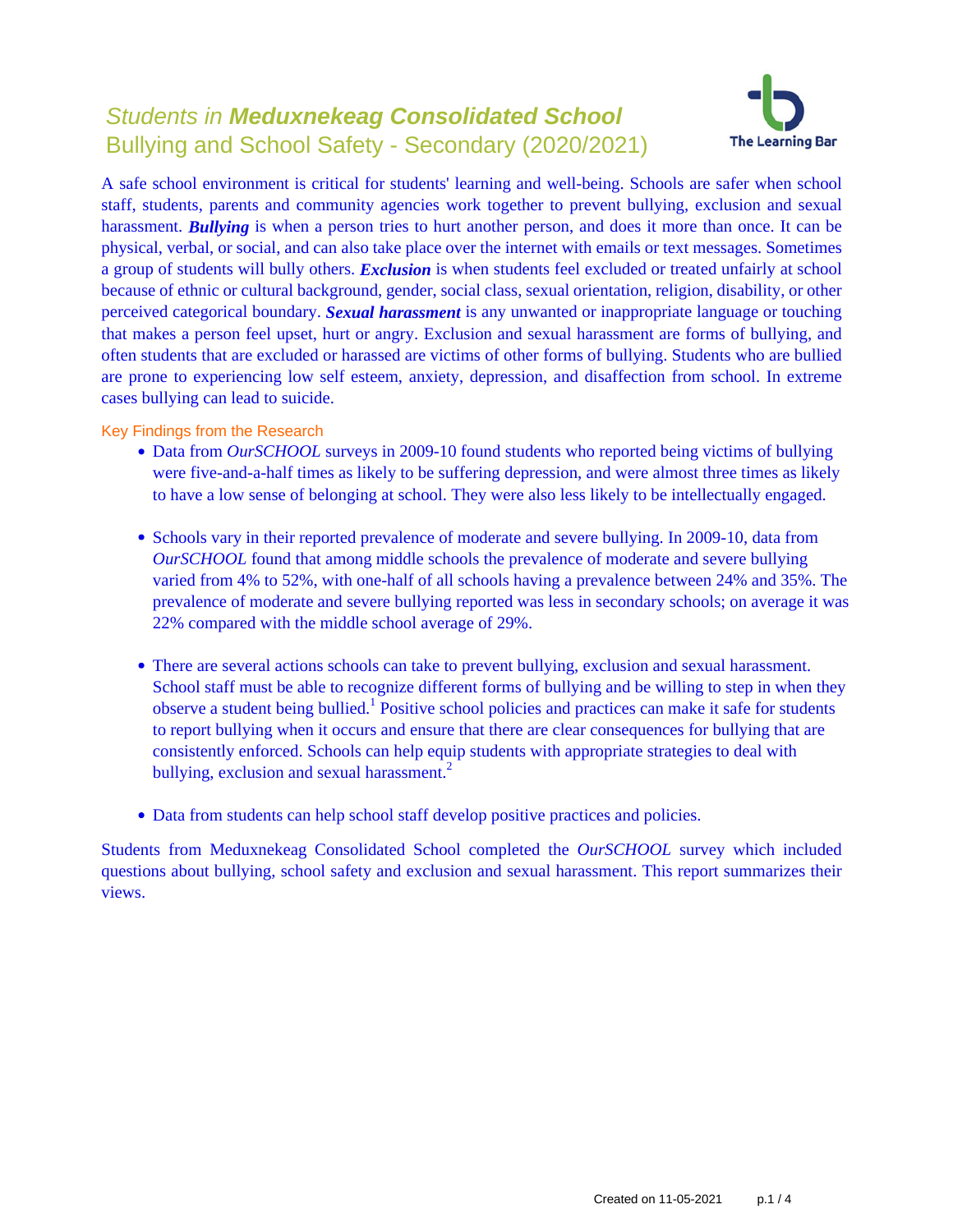# *Students in **Meduxnekeag Consolidated School***
## Bullying and School Safety - Secondary (2020/2021)

The Learning Bar

A safe school environment is critical for students' learning and well-being. Schools are safer when school staff, students, parents and community agencies work together to prevent bullying, exclusion and sexual harassment. ***Bullying*** is when a person tries to hurt another person, and does it more than once. It can be physical, verbal, or social, and can also take place over the internet with emails or text messages. Sometimes a group of students will bully others. ***Exclusion*** is when students feel excluded or treated unfairly at school because of ethnic or cultural background, gender, social class, sexual orientation, religion, disability, or other perceived categorical boundary. ***Sexual harassment*** is any unwanted or inappropriate language or touching that makes a person feel upset, hurt or angry. Exclusion and sexual harassment are forms of bullying, and often students that are excluded or harassed are victims of other forms of bullying. Students who are bullied are prone to experiencing low self esteem, anxiety, depression, and disaffection from school. In extreme cases bullying can lead to suicide.

### Key Findings from the Research

- Data from *OurSCHOOL* surveys in 2009-10 found students who reported being victims of bullying were five-and-a-half times as likely to be suffering depression, and were almost three times as likely to have a low sense of belonging at school. They were also less likely to be intellectually engaged.

- Schools vary in their reported prevalence of moderate and severe bullying. In 2009-10, data from *OurSCHOOL* found that among middle schools the prevalence of moderate and severe bullying varied from 4% to 52%, with one-half of all schools having a prevalence between 24% and 35%. The prevalence of moderate and severe bullying reported was less in secondary schools; on average it was 22% compared with the middle school average of 29%.

- There are several actions schools can take to prevent bullying, exclusion and sexual harassment. School staff must be able to recognize different forms of bullying and be willing to step in when they observe a student being bullied.[1] Positive school policies and practices can make it safe for students to report bullying when it occurs and ensure that there are clear consequences for bullying that are consistently enforced. Schools can help equip students with appropriate strategies to deal with bullying, exclusion and sexual harassment.[2]

- Data from students can help school staff develop positive practices and policies.

Students from Meduxnekeag Consolidated School completed the *OurSCHOOL* survey which included questions about bullying, school safety and exclusion and sexual harassment. This report summarizes their views.

Created on 11-05-2021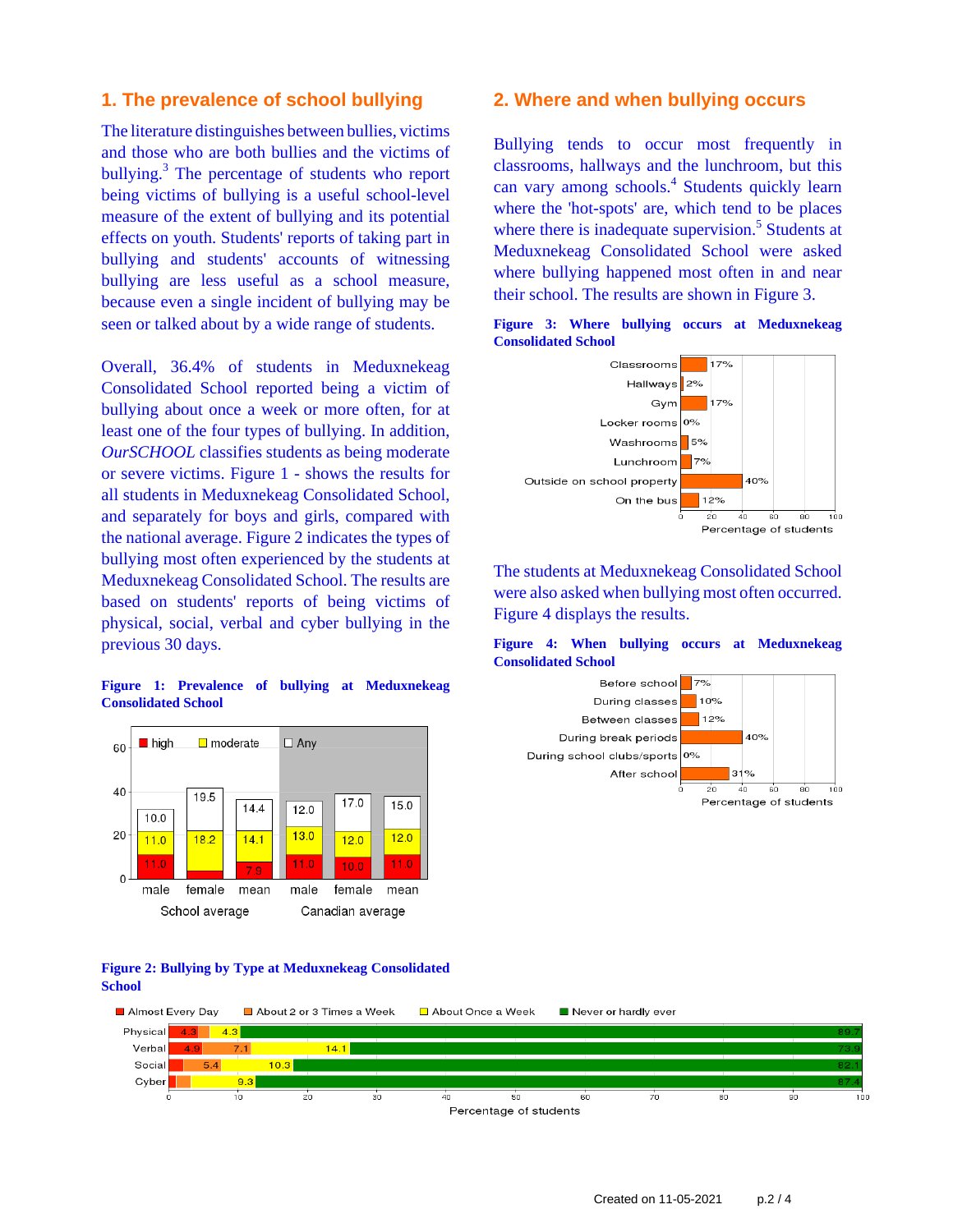## 1. The prevalence of school bullying

The literature distinguishes between bullies, victims and those who are both bullies and the victims of bullying.[3] The percentage of students who report being victims of bullying is a useful school-level measure of the extent of bullying and its potential effects on youth. Students' reports of taking part in bullying and students' accounts of witnessing bullying are less useful as a school measure, because even a single incident of bullying may be seen or talked about by a wide range of students.

Overall, 36.4% of students in Meduxnekeag Consolidated School reported being a victim of bullying about once a week or more often, for at least one of the four types of bullying. In addition, *OurSCHOOL* classifies students as being moderate or severe victims. Figure 1 - shows the results for all students in Meduxnekeag Consolidated School, and separately for boys and girls, compared with the national average. Figure 2 indicates the types of bullying most often experienced by the students at Meduxnekeag Consolidated School. The results are based on students' reports of being victims of physical, social, verbal and cyber bullying in the previous 30 days.

**Figure 1: Prevalence of bullying at Meduxnekeag Consolidated School**

| | School average | | | Canadian average | | |
|---|---|---|---|---|---|---|
| | male | female | mean | male | female | mean |
| high | 11.0 | | 7.9 | 11.0 | 10.0 | 11.0 |
| moderate | 11.0 | 18.2 | 14.1 | 13.0 | 12.0 | 12.0 |
| Any | 10.0 | 19.5 | 14.4 | 12.0 | 17.0 | 15.0 |

**Figure 2: Bullying by Type at Meduxnekeag Consolidated School**

| | Almost Every Day | About 2 or 3 Times a Week | About Once a Week | Never or hardly ever |
|---|---|---|---|---|
| Physical | 4.3 | | 4.3 | 89.7 |
| Verbal | 4.9 | 7.1 | 14.1 | 73.9 |
| Social | | 5.4 | 10.3 | 82.1 |
| Cyber | | | 9.3 | 87.4 |

## 2. Where and when bullying occurs

Bullying tends to occur most frequently in classrooms, hallways and the lunchroom, but this can vary among schools.[4] Students quickly learn where the 'hot-spots' are, which tend to be places where there is inadequate supervision.[5] Students at Meduxnekeag Consolidated School were asked where bullying happened most often in and near their school. The results are shown in Figure 3.

**Figure 3: Where bullying occurs at Meduxnekeag Consolidated School**

| Location | Percentage of students |
|---|---|
| Classrooms | 17% |
| Hallways | 2% |
| Gym | 17% |
| Locker rooms | 0% |
| Washrooms | 5% |
| Lunchroom | 7% |
| Outside on school property | 40% |
| On the bus | 12% |

The students at Meduxnekeag Consolidated School were also asked when bullying most often occurred. Figure 4 displays the results.

**Figure 4: When bullying occurs at Meduxnekeag Consolidated School**

| Time | Percentage of students |
|---|---|
| Before school | 7% |
| During classes | 10% |
| Between classes | 12% |
| During break periods | 40% |
| During school clubs/sports | 0% |
| After school | 31% |

Created on 11-05-2021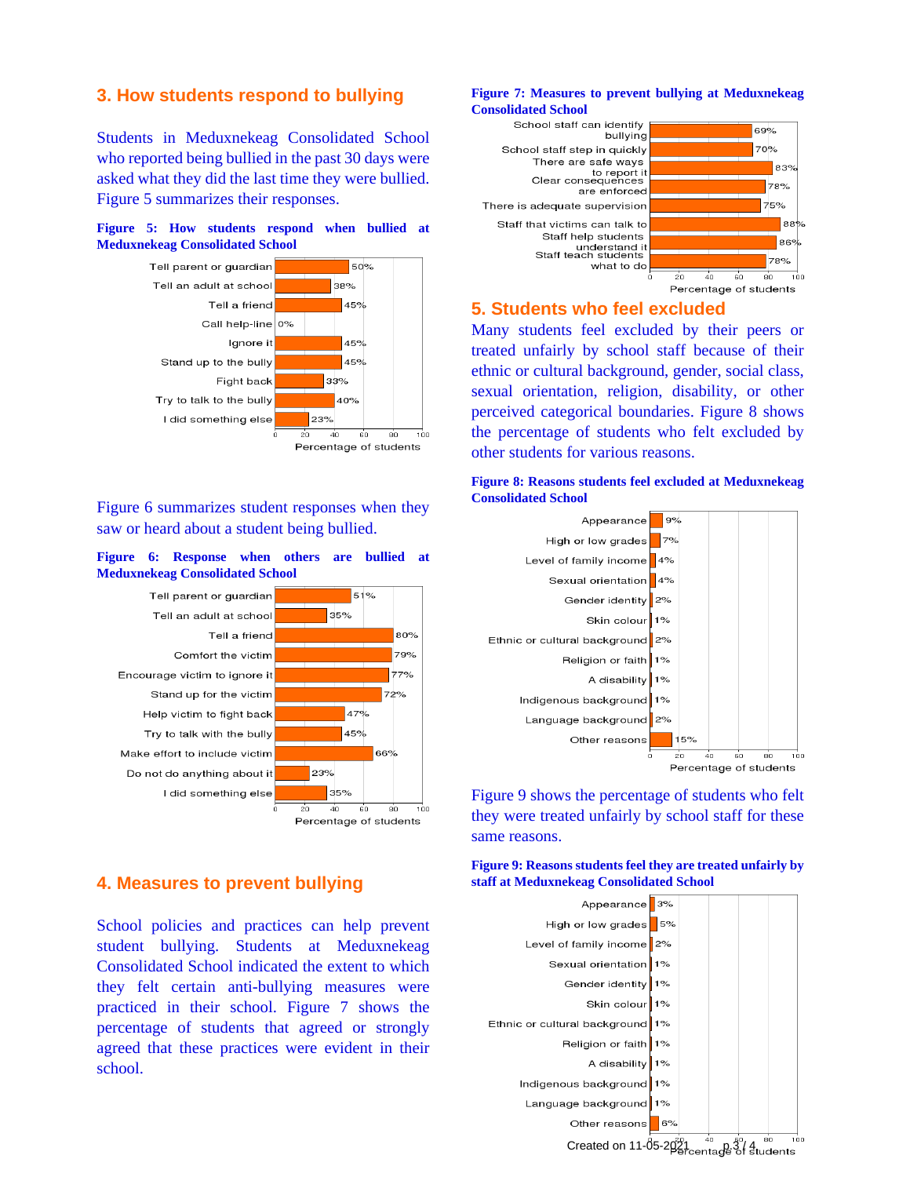## 3. How students respond to bullying

Students in Meduxnekeag Consolidated School who reported being bullied in the past 30 days were asked what they did the last time they were bullied. Figure 5 summarizes their responses.

**Figure 5: How students respond when bullied at Meduxnekeag Consolidated School**

| Response | Percentage of students |
|---|---|
| Tell parent or guardian | 50% |
| Tell an adult at school | 38% |
| Tell a friend | 45% |
| Call help-line | 0% |
| Ignore it | 45% |
| Stand up to the bully | 45% |
| Fight back | 33% |
| Try to talk to the bully | 40% |
| I did something else | 23% |

Figure 6 summarizes student responses when they saw or heard about a student being bullied.

**Figure 6: Response when others are bullied at Meduxnekeag Consolidated School**

| Response | Percentage of students |
|---|---|
| Tell parent or guardian | 51% |
| Tell an adult at school | 35% |
| Tell a friend | 80% |
| Comfort the victim | 79% |
| Encourage victim to ignore it | 77% |
| Stand up for the victim | 72% |
| Help victim to fight back | 47% |
| Try to talk with the bully | 45% |
| Make effort to include victim | 66% |
| Do not do anything about it | 23% |
| I did something else | 35% |

## 4. Measures to prevent bullying

School policies and practices can help prevent student bullying. Students at Meduxnekeag Consolidated School indicated the extent to which they felt certain anti-bullying measures were practiced in their school. Figure 7 shows the percentage of students that agreed or strongly agreed that these practices were evident in their school.

**Figure 7: Measures to prevent bullying at Meduxnekeag Consolidated School**

| Measure | Percentage of students |
|---|---|
| School staff can identify bullying | 69% |
| School staff step in quickly | 70% |
| There are safe ways to report it | 83% |
| Clear consequences are enforced | 78% |
| There is adequate supervision | 75% |
| Staff that victims can talk to | 88% |
| Staff help students understand it | 86% |
| Staff teach students what to do | 78% |

## 5. Students who feel excluded

Many students feel excluded by their peers or treated unfairly by school staff because of their ethnic or cultural background, gender, social class, sexual orientation, religion, disability, or other perceived categorical boundaries. Figure 8 shows the percentage of students who felt excluded by other students for various reasons.

**Figure 8: Reasons students feel excluded at Meduxnekeag Consolidated School**

| Reason | Percentage of students |
|---|---|
| Appearance | 9% |
| High or low grades | 7% |
| Level of family income | 4% |
| Sexual orientation | 4% |
| Gender identity | 2% |
| Skin colour | 1% |
| Ethnic or cultural background | 2% |
| Religion or faith | 1% |
| A disability | 1% |
| Indigenous background | 1% |
| Language background | 2% |
| Other reasons | 15% |

Figure 9 shows the percentage of students who felt they were treated unfairly by school staff for these same reasons.

**Figure 9: Reasons students feel they are treated unfairly by staff at Meduxnekeag Consolidated School**

| Reason | Percentage of students |
|---|---|
| Appearance | 3% |
| High or low grades | 5% |
| Level of family income | 2% |
| Sexual orientation | 1% |
| Gender identity | 1% |
| Skin colour | 1% |
| Ethnic or cultural background | 1% |
| Religion or faith | 1% |
| A disability | 1% |
| Indigenous background | 1% |
| Language background | 1% |
| Other reasons | 6% |

Created on 11-05-2021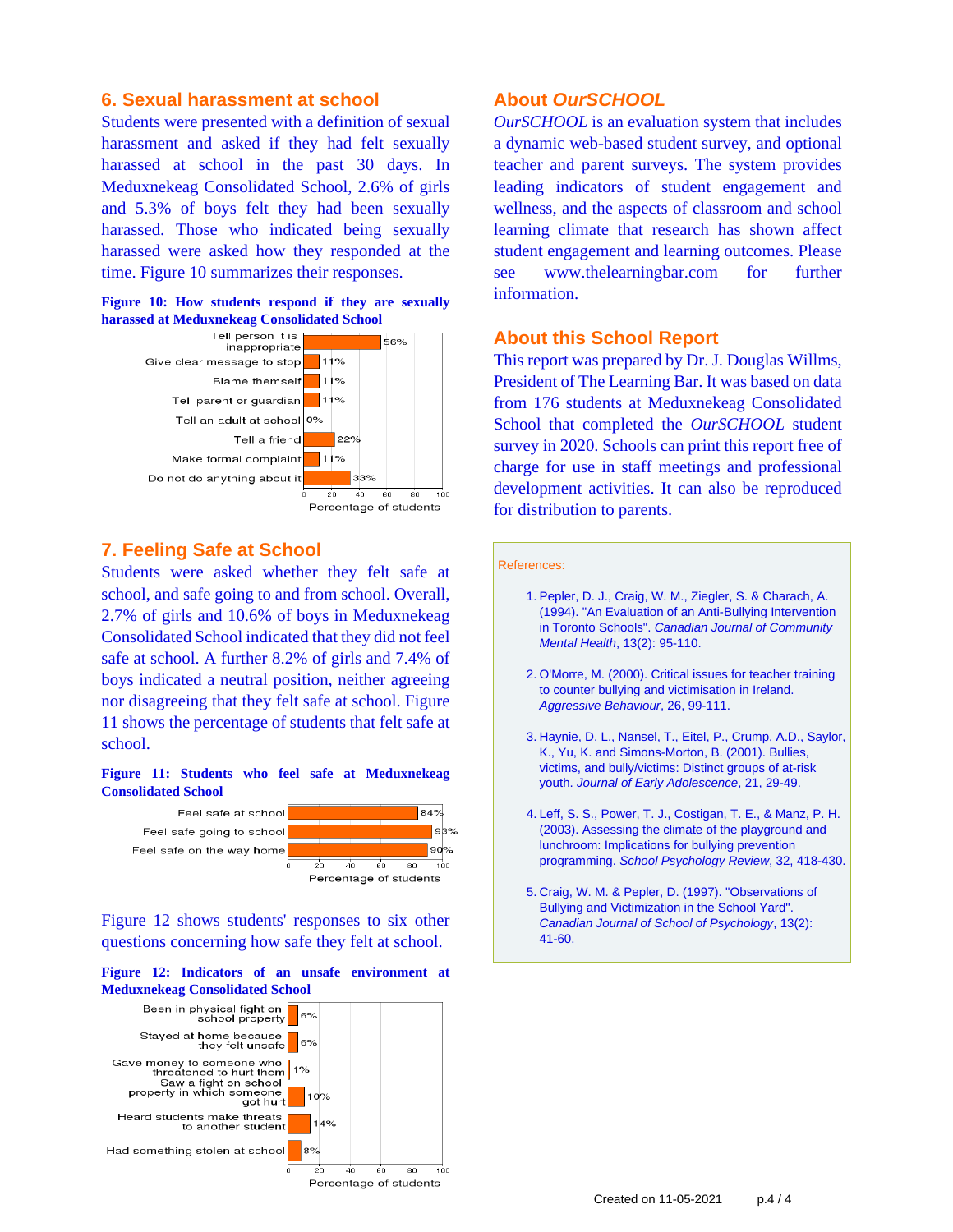## 6. Sexual harassment at school

Students were presented with a definition of sexual harassment and asked if they had felt sexually harassed at school in the past 30 days. In Meduxnekeag Consolidated School, 2.6% of girls and 5.3% of boys felt they had been sexually harassed. Those who indicated being sexually harassed were asked how they responded at the time. Figure 10 summarizes their responses.

**Figure 10: How students respond if they are sexually harassed at Meduxnekeag Consolidated School**

Tell person it is inappropriate 56%
Give clear message to stop 11%
Blame themself 11%
Tell parent or guardian 11%
Tell an adult at school 0%
Tell a friend 22%
Make formal complaint 11%
Do not do anything about it 33%

0 20 40 60 80 100
Percentage of students

## 7. Feeling Safe at School

Students were asked whether they felt safe at school, and safe going to and from school. Overall, 2.7% of girls and 10.6% of boys in Meduxnekeag Consolidated School indicated that they did not feel safe at school. A further 8.2% of girls and 7.4% of boys indicated a neutral position, neither agreeing nor disagreeing that they felt safe at school. Figure 11 shows the percentage of students that felt safe at school.

**Figure 11: Students who feel safe at Meduxnekeag Consolidated School**

Feel safe at school 84%
Feel safe going to school 93%
Feel safe on the way home 90%

0 20 40 60 80 100
Percentage of students

Figure 12 shows students' responses to six other questions concerning how safe they felt at school.

**Figure 12: Indicators of an unsafe environment at Meduxnekeag Consolidated School**

Been in physical fight on school property 6%
Stayed at home because they felt unsafe 6%
Gave money to someone who threatened to hurt them 1%
Saw a fight on school property in which someone got hurt 10%
Heard students make threats to another student 14%
Had something stolen at school 8%

0 20 40 60 80 100
Percentage of students

## About *OurSCHOOL*

*OurSCHOOL* is an evaluation system that includes a dynamic web-based student survey, and optional teacher and parent surveys. The system provides leading indicators of student engagement and wellness, and the aspects of classroom and school learning climate that research has shown affect student engagement and learning outcomes. Please see www.thelearningbar.com for further information.

## About this School Report

This report was prepared by Dr. J. Douglas Willms, President of The Learning Bar. It was based on data from 176 students at Meduxnekeag Consolidated School that completed the *OurSCHOOL* student survey in 2020. Schools can print this report free of charge for use in staff meetings and professional development activities. It can also be reproduced for distribution to parents.

References:

1. Pepler, D. J., Craig, W. M., Ziegler, S. & Charach, A. (1994). "An Evaluation of an Anti-Bullying Intervention in Toronto Schools". *Canadian Journal of Community Mental Health*, 13(2): 95-110.

2. O'Morre, M. (2000). Critical issues for teacher training to counter bullying and victimisation in Ireland. *Aggressive Behaviour*, 26, 99-111.

3. Haynie, D. L., Nansel, T., Eitel, P., Crump, A.D., Saylor, K., Yu, K. and Simons-Morton, B. (2001). Bullies, victims, and bully/victims: Distinct groups of at-risk youth. *Journal of Early Adolescence*, 21, 29-49.

4. Leff, S. S., Power, T. J., Costigan, T. E., & Manz, P. H. (2003). Assessing the climate of the playground and lunchroom: Implications for bullying prevention programming. *School Psychology Review*, 32, 418-430.

5. Craig, W. M. & Pepler, D. (1997). "Observations of Bullying and Victimization in the School Yard". *Canadian Journal of School of Psychology*, 13(2): 41-60.

Created on 11-05-2021